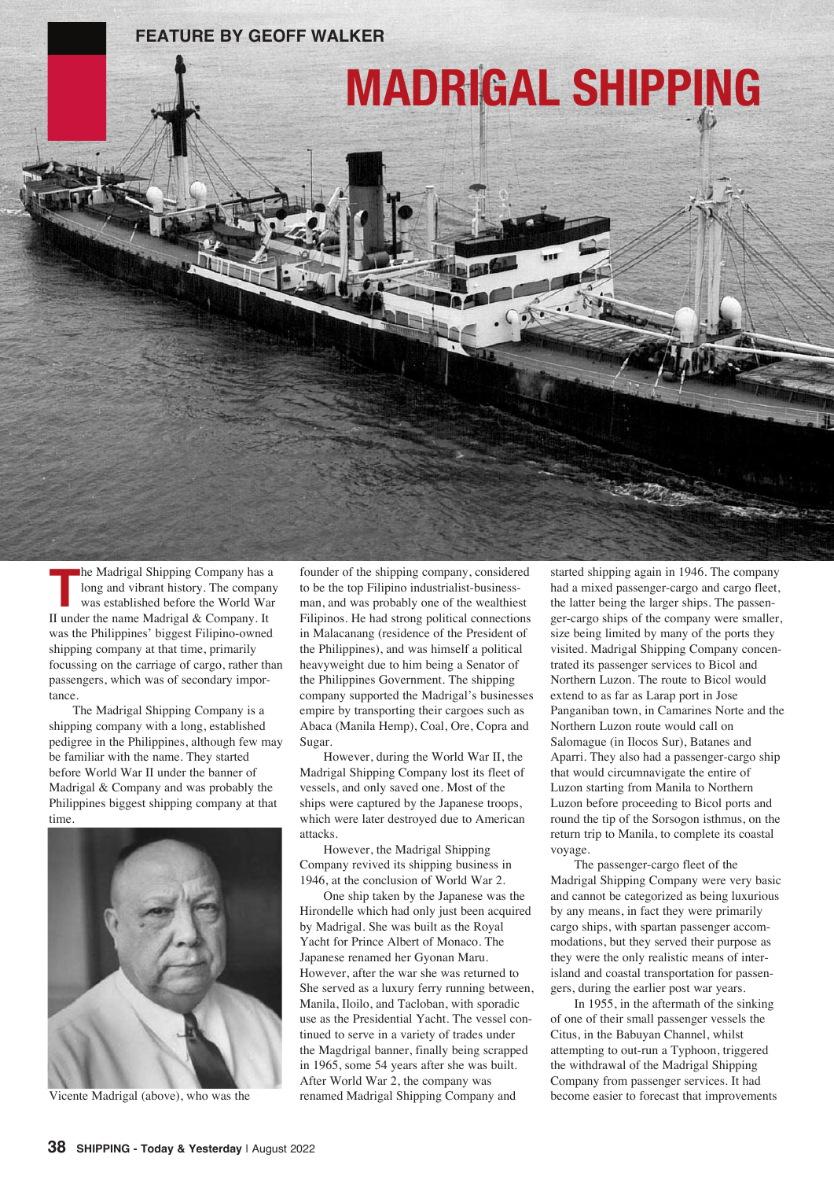FEATURE BY GEOFF WALKER

# MADRIGAL SHIPPING

The Madrigal Shipping Company has a long and vibrant history. The company was established before the World War II under the name Madrigal & Company. It was the Philippines' biggest Filipino-owned shipping company at that time, primarily focussing on the carriage of cargo, rather than passengers, which was of secondary importance.

The Madrigal Shipping Company is a shipping company with a long, established pedigree in the Philippines, although few may be familiar with the name. They started before World War II under the banner of Madrigal & Company and was probably the Philippines biggest shipping company at that time.

Vicente Madrigal (above), who was the founder of the shipping company, considered to be the top Filipino industrialist-businessman, and was probably one of the wealthiest Filipinos. He had strong political connections in Malacanang (residence of the President of the Philippines), and was himself a political heavyweight due to him being a Senator of the Philippines Government. The shipping company supported the Madrigal's businesses empire by transporting their cargoes such as Abaca (Manila Hemp), Coal, Ore, Copra and Sugar.

However, during the World War II, the Madrigal Shipping Company lost its fleet of vessels, and only saved one. Most of the ships were captured by the Japanese troops, which were later destroyed due to American attacks.

However, the Madrigal Shipping Company revived its shipping business in 1946, at the conclusion of World War 2.

One ship taken by the Japanese was the Hirondelle which had only just been acquired by Madrigal. She was built as the Royal Yacht for Prince Albert of Monaco. The Japanese renamed her Gyonan Maru. However, after the war she was returned to She served as a luxury ferry running between, Manila, Iloilo, and Tacloban, with sporadic use as the Presidential Yacht. The vessel continued to serve in a variety of trades under the Magdrigal banner, finally being scrapped in 1965, some 54 years after she was built. After World War 2, the company was renamed Madrigal Shipping Company and started shipping again in 1946. The company had a mixed passenger-cargo and cargo fleet, the latter being the larger ships. The passenger-cargo ships of the company were smaller, size being limited by many of the ports they visited. Madrigal Shipping Company concentrated its passenger services to Bicol and Northern Luzon. The route to Bicol would extend to as far as Larap port in Jose Panganiban town, in Camarines Norte and the Northern Luzon route would call on Salomague (in Ilocos Sur), Batanes and Aparri. They also had a passenger-cargo ship that would circumnavigate the entire of Luzon starting from Manila to Northern Luzon before proceeding to Bicol ports and round the tip of the Sorsogon isthmus, on the return trip to Manila, to complete its coastal voyage.

The passenger-cargo fleet of the Madrigal Shipping Company were very basic and cannot be categorized as being luxurious by any means, in fact they were primarily cargo ships, with spartan passenger accommodations, but they served their purpose as they were the only realistic means of inter-island and coastal transportation for passengers, during the earlier post war years.

In 1955, in the aftermath of the sinking of one of their small passenger vessels the Citus, in the Babuyan Channel, whilst attempting to out-run a Typhoon, triggered the withdrawal of the Madrigal Shipping Company from passenger services. It had become easier to forecast that improvements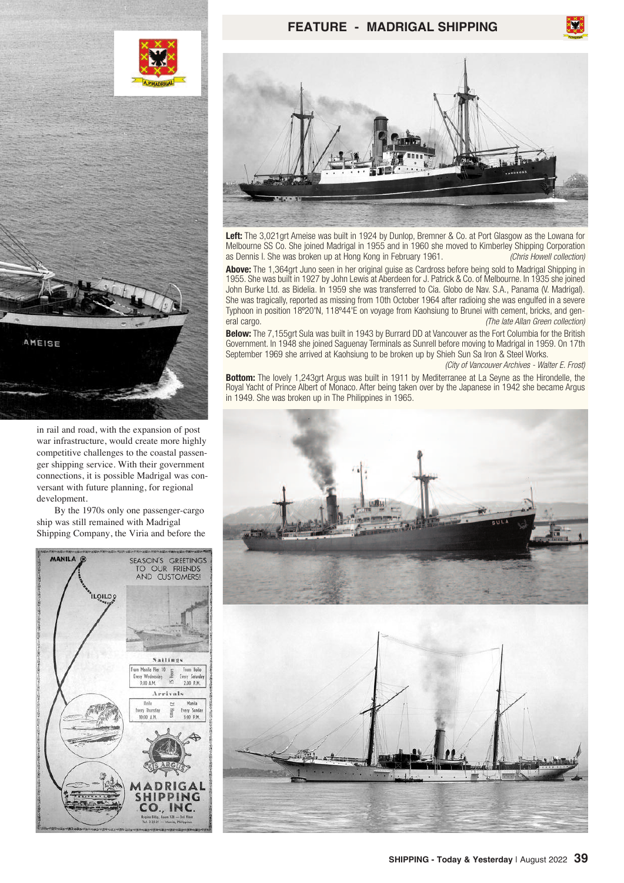in rail and road, with the expansion of post war infrastructure, would create more highly competitive challenges to the coastal passenger shipping service. With their government connections, it is possible Madrigal was conversant with future planning, for regional development.

By the 1970s only one passenger-cargo ship was still remained with Madrigal Shipping Company, the Viria and before the

**Left:** The 3,021grt Ameise was built in 1924 by Dunlop, Bremner & Co. at Port Glasgow as the Lowana for Melbourne SS Co. She joined Madrigal in 1955 and in 1960 she moved to Kimberley Shipping Corporation as Dennis I. She was broken up at Hong Kong in February 1961. *(Chris Howell collection)*

**Above:** The 1,364grt Juno seen in her original guise as Cardross before being sold to Madrigal Shipping in 1955. She was built in 1927 by John Lewis at Aberdeen for J. Patrick & Co. of Melbourne. In 1935 she joined John Burke Ltd. as Bidelia. In 1959 she was transferred to Cia. Globo de Nav. S.A., Panama (V. Madrigal). She was tragically, reported as missing from 10th October 1964 after radioing she was engulfed in a severe Typhoon in position 18º20'N, 118º44'E on voyage from Kaohsiung to Brunei with cement, bricks, and general cargo. *(The late Allan Green collection)*

**Below:** The 7,155grt Sula was built in 1943 by Burrard DD at Vancouver as the Fort Columbia for the British Government. In 1948 she joined Saguenay Terminals as Sunrell before moving to Madrigal in 1959. On 17th September 1969 she arrived at Kaohsiung to be broken up by Shieh Sun Sa Iron & Steel Works. *(City of Vancouver Archives - Walter E. Frost)*

**Bottom:** The lovely 1,243grt Argus was built in 1911 by Mediterranee at La Seyne as the Hirondelle, the Royal Yacht of Prince Albert of Monaco. After being taken over by the Japanese in 1942 she became Argus in 1949. She was broken up in The Philippines in 1965.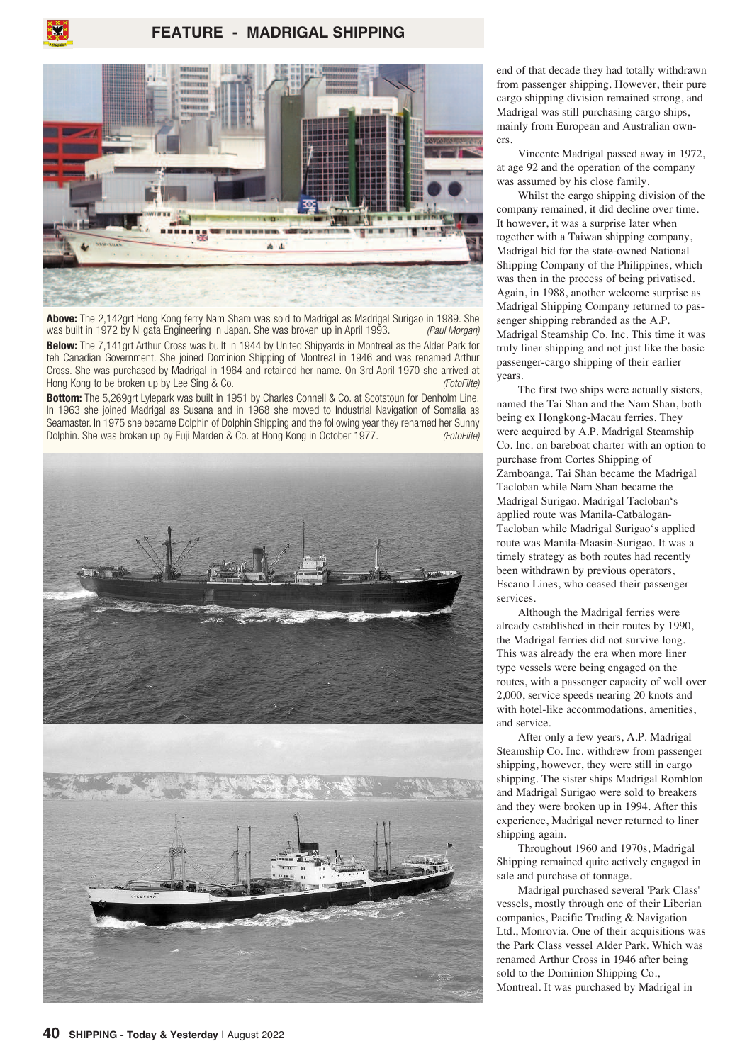**Above:** The 2,142grt Hong Kong ferry Nam Sham was sold to Madrigal as Madrigal Surigao in 1989. She was built in 1972 by Niigata Engineering in Japan. She was broken up in April 1993. *(Paul Morgan)*

**Below:** The 7,141grt Arthur Cross was built in 1944 by United Shipyards in Montreal as the Alder Park for teh Canadian Government. She joined Dominion Shipping of Montreal in 1946 and was renamed Arthur Cross. She was purchased by Madrigal in 1964 and retained her name. On 3rd April 1970 she arrived at Hong Kong to be broken up by Lee Sing & Co. *(FotoFlite)*

**Bottom:** The 5,269grt Lylepark was built in 1951 by Charles Connell & Co. at Scotstoun for Denholm Line. In 1963 she joined Madrigal as Susana and in 1968 she moved to Industrial Navigation of Somalia as Seamaster. In 1975 she became Dolphin of Dolphin Shipping and the following year they renamed her Sunny Dolphin. She was broken up by Fuji Marden & Co. at Hong Kong in October 1977. *(FotoFlite)*

end of that decade they had totally withdrawn from passenger shipping. However, their pure cargo shipping division remained strong, and Madrigal was still purchasing cargo ships, mainly from European and Australian owners.

Vincente Madrigal passed away in 1972, at age 92 and the operation of the company was assumed by his close family.

Whilst the cargo shipping division of the company remained, it did decline over time. It however, it was a surprise later when together with a Taiwan shipping company, Madrigal bid for the state-owned National Shipping Company of the Philippines, which was then in the process of being privatised. Again, in 1988, another welcome surprise as Madrigal Shipping Company returned to passenger shipping rebranded as the A.P. Madrigal Steamship Co. Inc. This time it was truly liner shipping and not just like the basic passenger-cargo shipping of their earlier years.

The first two ships were actually sisters, named the Tai Shan and the Nam Shan, both being ex Hongkong-Macau ferries. They were acquired by A.P. Madrigal Steamship Co. Inc. on bareboat charter with an option to purchase from Cortes Shipping of Zamboanga. Tai Shan became the Madrigal Tacloban while Nam Shan became the Madrigal Surigao. Madrigal Tacloban's applied route was Manila-Catbalogan-Tacloban while Madrigal Surigao's applied route was Manila-Maasin-Surigao. It was a timely strategy as both routes had recently been withdrawn by previous operators, Escano Lines, who ceased their passenger services.

Although the Madrigal ferries were already established in their routes by 1990, the Madrigal ferries did not survive long. This was already the era when more liner type vessels were being engaged on the routes, with a passenger capacity of well over 2,000, service speeds nearing 20 knots and with hotel-like accommodations, amenities, and service.

After only a few years, A.P. Madrigal Steamship Co. Inc. withdrew from passenger shipping, however, they were still in cargo shipping. The sister ships Madrigal Romblon and Madrigal Surigao were sold to breakers and they were broken up in 1994. After this experience, Madrigal never returned to liner shipping again.

Throughout 1960 and 1970s, Madrigal Shipping remained quite actively engaged in sale and purchase of tonnage.

Madrigal purchased several 'Park Class' vessels, mostly through one of their Liberian companies, Pacific Trading & Navigation Ltd., Monrovia. One of their acquisitions was the Park Class vessel Alder Park. Which was renamed Arthur Cross in 1946 after being sold to the Dominion Shipping Co., Montreal. It was purchased by Madrigal in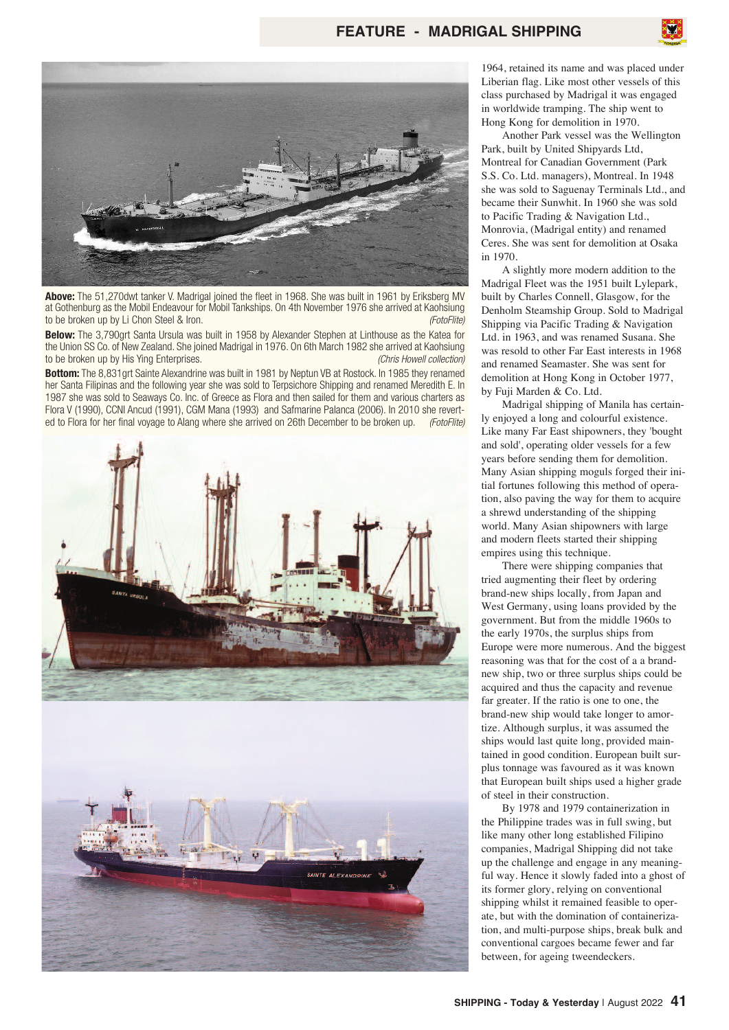**Above:** The 51,270dwt tanker V. Madrigal joined the fleet in 1968. She was built in 1961 by Eriksberg MV at Gothenburg as the Mobil Endeavour for Mobil Tankships. On 4th November 1976 she arrived at Kaohsiung to be broken up by Li Chon Steel & Iron. *(FotoFlite)*

**Below:** The 3,790grt Santa Ursula was built in 1958 by Alexander Stephen at Linthouse as the Katea for the Union SS Co. of New Zealand. She joined Madrigal in 1976. On 6th March 1982 she arrived at Kaohsiung to be broken up by His Ying Enterprises. *(Chris Howell collection)*

**Bottom:** The 8,831grt Sainte Alexandrine was built in 1981 by Neptun VB at Rostock. In 1985 they renamed her Santa Filipinas and the following year she was sold to Terpsichore Shipping and renamed Meredith E. In 1987 she was sold to Seaways Co. Inc. of Greece as Flora and then sailed for them and various charters as Flora V (1990), CCNI Ancud (1991), CGM Mana (1993) and Safmarine Palanca (2006). In 2010 she reverted to Flora for her final voyage to Alang where she arrived on 26th December to be broken up. *(FotoFlite)*

1964, retained its name and was placed under Liberian flag. Like most other vessels of this class purchased by Madrigal it was engaged in worldwide tramping. The ship went to Hong Kong for demolition in 1970.

Another Park vessel was the Wellington Park, built by United Shipyards Ltd, Montreal for Canadian Government (Park S.S. Co. Ltd. managers), Montreal. In 1948 she was sold to Saguenay Terminals Ltd., and became their Sunwhit. In 1960 she was sold to Pacific Trading & Navigation Ltd., Monrovia, (Madrigal entity) and renamed Ceres. She was sent for demolition at Osaka in 1970.

A slightly more modern addition to the Madrigal Fleet was the 1951 built Lylepark, built by Charles Connell, Glasgow, for the Denholm Steamship Group. Sold to Madrigal Shipping via Pacific Trading & Navigation Ltd. in 1963, and was renamed Susana. She was resold to other Far East interests in 1968 and renamed Seamaster. She was sent for demolition at Hong Kong in October 1977, by Fuji Marden & Co. Ltd.

Madrigal shipping of Manila has certainly enjoyed a long and colourful existence. Like many Far East shipowners, they 'bought and sold', operating older vessels for a few years before sending them for demolition. Many Asian shipping moguls forged their initial fortunes following this method of operation, also paving the way for them to acquire a shrewd understanding of the shipping world. Many Asian shipowners with large and modern fleets started their shipping empires using this technique.

There were shipping companies that tried augmenting their fleet by ordering brand-new ships locally, from Japan and West Germany, using loans provided by the government. But from the middle 1960s to the early 1970s, the surplus ships from Europe were more numerous. And the biggest reasoning was that for the cost of a a brand-new ship, two or three surplus ships could be acquired and thus the capacity and revenue far greater. If the ratio is one to one, the brand-new ship would take longer to amortize. Although surplus, it was assumed the ships would last quite long, provided maintained in good condition. European built surplus tonnage was favoured as it was known that European built ships used a higher grade of steel in their construction.

By 1978 and 1979 containerization in the Philippine trades was in full swing, but like many other long established Filipino companies, Madrigal Shipping did not take up the challenge and engage in any meaningful way. Hence it slowly faded into a ghost of its former glory, relying on conventional shipping whilst it remained feasible to operate, but with the domination of containerization, and multi-purpose ships, break bulk and conventional cargoes became fewer and far between, for ageing tweendeckers.